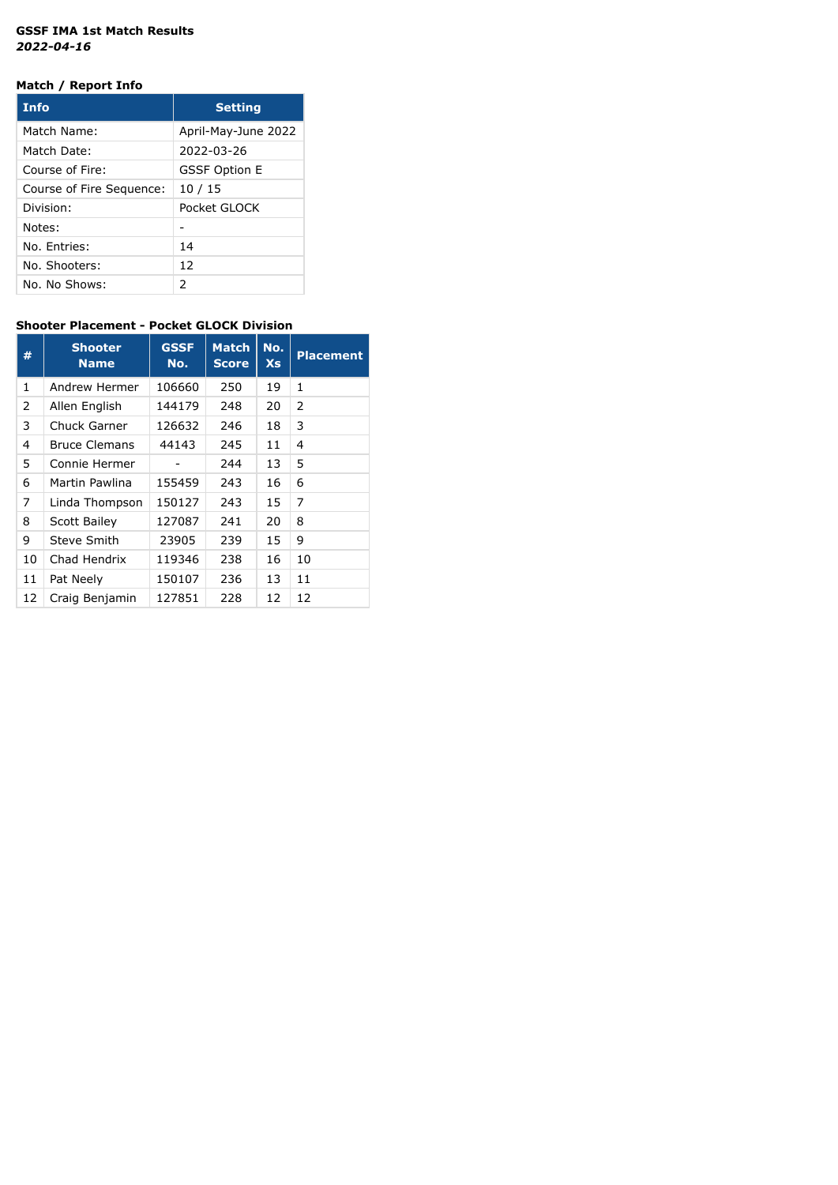**GSSF IMA 1st Match Results**
***2022-04-16***

**Match / Report Info**

| Info | Setting |
|---|---|
| Match Name: | April-May-June 2022 |
| Match Date: | 2022-03-26 |
| Course of Fire: | GSSF Option E |
| Course of Fire Sequence: | 10 / 15 |
| Division: | Pocket GLOCK |
| Notes: | - |
| No. Entries: | 14 |
| No. Shooters: | 12 |
| No. No Shows: | 2 |

**Shooter Placement - Pocket GLOCK Division**

| # | Shooter Name | GSSF No. | Match Score | No. Xs | Placement |
|---|---|---|---|---|---|
| 1 | Andrew Hermer | 106660 | 250 | 19 | 1 |
| 2 | Allen English | 144179 | 248 | 20 | 2 |
| 3 | Chuck Garner | 126632 | 246 | 18 | 3 |
| 4 | Bruce Clemans | 44143 | 245 | 11 | 4 |
| 5 | Connie Hermer | - | 244 | 13 | 5 |
| 6 | Martin Pawlina | 155459 | 243 | 16 | 6 |
| 7 | Linda Thompson | 150127 | 243 | 15 | 7 |
| 8 | Scott Bailey | 127087 | 241 | 20 | 8 |
| 9 | Steve Smith | 23905 | 239 | 15 | 9 |
| 10 | Chad Hendrix | 119346 | 238 | 16 | 10 |
| 11 | Pat Neely | 150107 | 236 | 13 | 11 |
| 12 | Craig Benjamin | 127851 | 228 | 12 | 12 |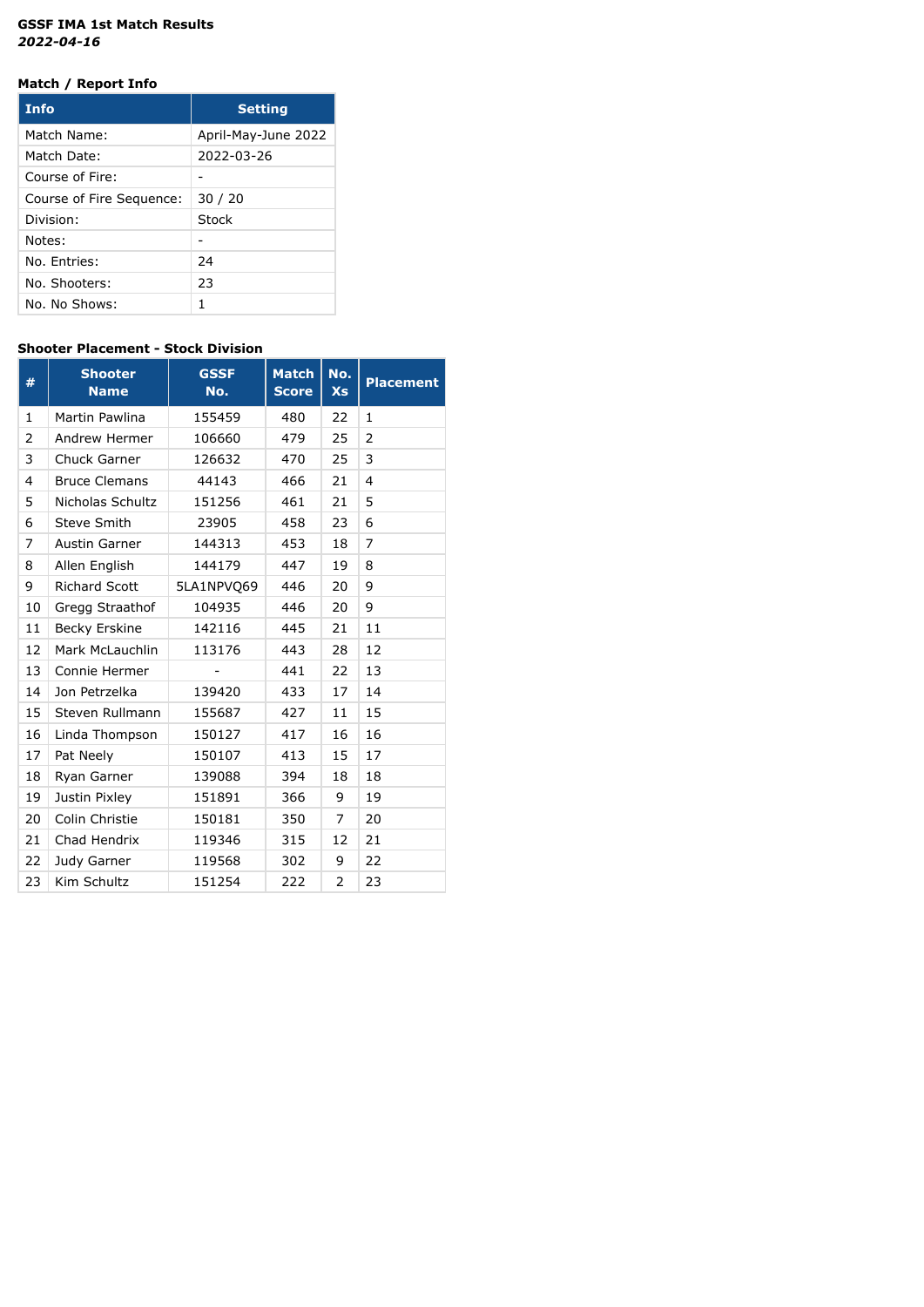**GSSF IMA 1st Match Results**
***2022-04-16***

**Match / Report Info**

| Info | Setting |
|---|---|
| Match Name: | April-May-June 2022 |
| Match Date: | 2022-03-26 |
| Course of Fire: | - |
| Course of Fire Sequence: | 30 / 20 |
| Division: | Stock |
| Notes: | - |
| No. Entries: | 24 |
| No. Shooters: | 23 |
| No. No Shows: | 1 |

**Shooter Placement - Stock Division**

| # | Shooter Name | GSSF No. | Match Score | No. Xs | Placement |
|---|---|---|---|---|---|
| 1 | Martin Pawlina | 155459 | 480 | 22 | 1 |
| 2 | Andrew Hermer | 106660 | 479 | 25 | 2 |
| 3 | Chuck Garner | 126632 | 470 | 25 | 3 |
| 4 | Bruce Clemans | 44143 | 466 | 21 | 4 |
| 5 | Nicholas Schultz | 151256 | 461 | 21 | 5 |
| 6 | Steve Smith | 23905 | 458 | 23 | 6 |
| 7 | Austin Garner | 144313 | 453 | 18 | 7 |
| 8 | Allen English | 144179 | 447 | 19 | 8 |
| 9 | Richard Scott | 5LA1NPVQ69 | 446 | 20 | 9 |
| 10 | Gregg Straathof | 104935 | 446 | 20 | 9 |
| 11 | Becky Erskine | 142116 | 445 | 21 | 11 |
| 12 | Mark McLauchlin | 113176 | 443 | 28 | 12 |
| 13 | Connie Hermer | - | 441 | 22 | 13 |
| 14 | Jon Petrzelka | 139420 | 433 | 17 | 14 |
| 15 | Steven Rullmann | 155687 | 427 | 11 | 15 |
| 16 | Linda Thompson | 150127 | 417 | 16 | 16 |
| 17 | Pat Neely | 150107 | 413 | 15 | 17 |
| 18 | Ryan Garner | 139088 | 394 | 18 | 18 |
| 19 | Justin Pixley | 151891 | 366 | 9 | 19 |
| 20 | Colin Christie | 150181 | 350 | 7 | 20 |
| 21 | Chad Hendrix | 119346 | 315 | 12 | 21 |
| 22 | Judy Garner | 119568 | 302 | 9 | 22 |
| 23 | Kim Schultz | 151254 | 222 | 2 | 23 |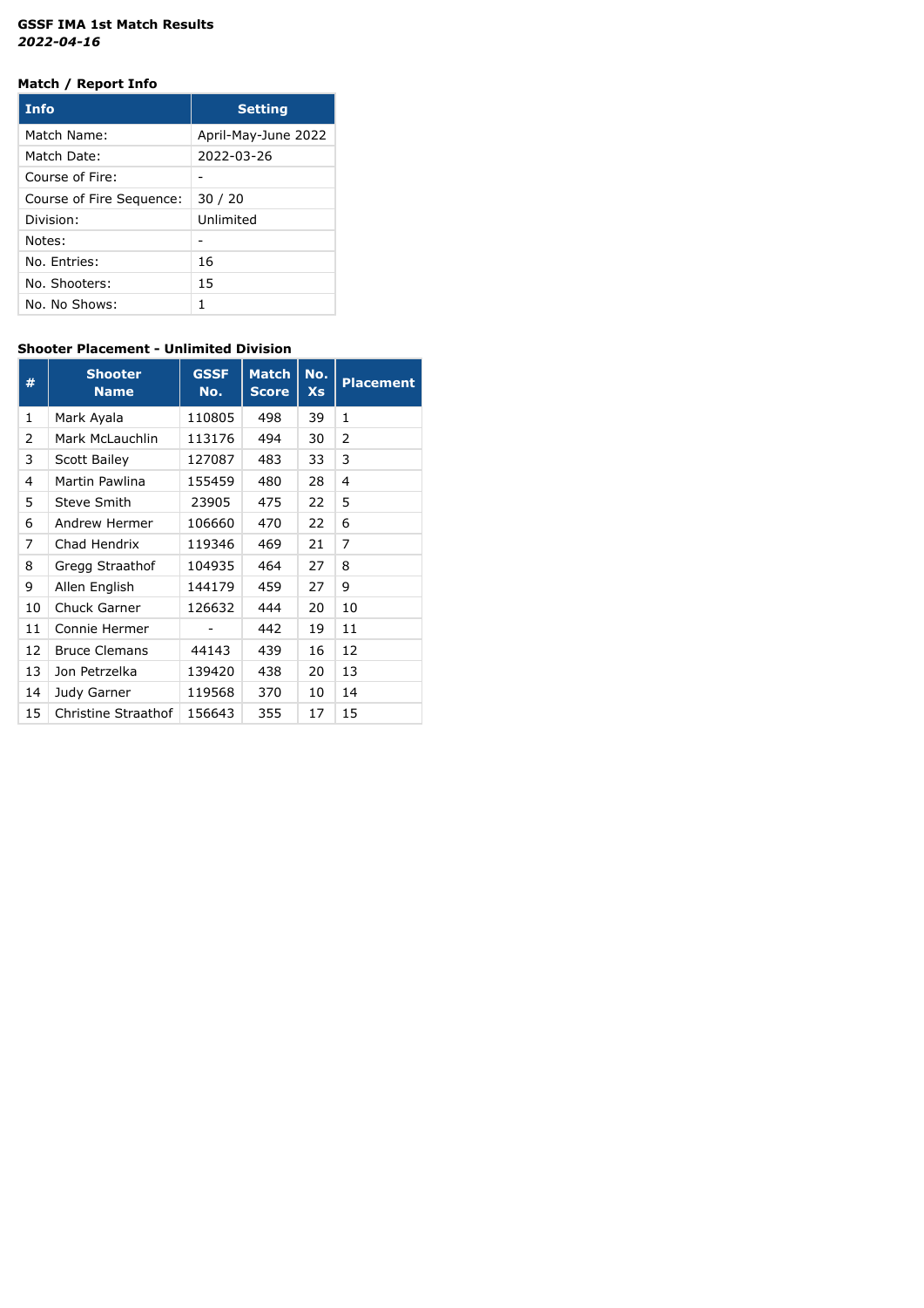**GSSF IMA 1st Match Results**
***2022-04-16***

**Match / Report Info**

| Info | Setting |
|---|---|
| Match Name: | April-May-June 2022 |
| Match Date: | 2022-03-26 |
| Course of Fire: | - |
| Course of Fire Sequence: | 30 / 20 |
| Division: | Unlimited |
| Notes: | - |
| No. Entries: | 16 |
| No. Shooters: | 15 |
| No. No Shows: | 1 |

**Shooter Placement - Unlimited Division**

| # | Shooter Name | GSSF No. | Match Score | No. Xs | Placement |
|---|---|---|---|---|---|
| 1 | Mark Ayala | 110805 | 498 | 39 | 1 |
| 2 | Mark McLauchlin | 113176 | 494 | 30 | 2 |
| 3 | Scott Bailey | 127087 | 483 | 33 | 3 |
| 4 | Martin Pawlina | 155459 | 480 | 28 | 4 |
| 5 | Steve Smith | 23905 | 475 | 22 | 5 |
| 6 | Andrew Hermer | 106660 | 470 | 22 | 6 |
| 7 | Chad Hendrix | 119346 | 469 | 21 | 7 |
| 8 | Gregg Straathof | 104935 | 464 | 27 | 8 |
| 9 | Allen English | 144179 | 459 | 27 | 9 |
| 10 | Chuck Garner | 126632 | 444 | 20 | 10 |
| 11 | Connie Hermer | - | 442 | 19 | 11 |
| 12 | Bruce Clemans | 44143 | 439 | 16 | 12 |
| 13 | Jon Petrzelka | 139420 | 438 | 20 | 13 |
| 14 | Judy Garner | 119568 | 370 | 10 | 14 |
| 15 | Christine Straathof | 156643 | 355 | 17 | 15 |